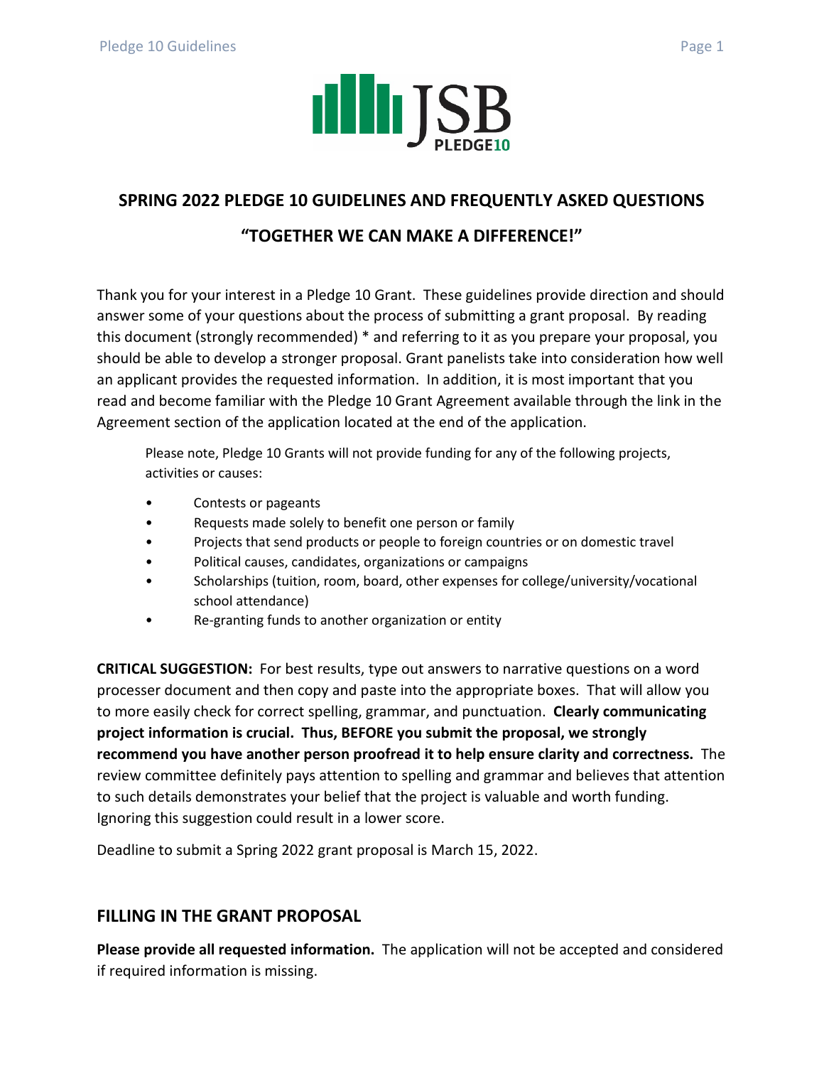# SPRING 2022 PLEDGE 10 GUIDELINES AND FREQUENTLY ASKED QUESTIONS

## "TOGETHER WE CAN MAKE A DIFFERENCE!"

Thank you for your interest in a Pledge 10 Grant. These guidelines provide direction and should answer some of your questions about the process of submitting a grant proposal. By reading this document (strongly recommended) * and referring to it as you prepare your proposal, you should be able to develop a stronger proposal. Grant panelists take into consideration how well an applicant provides the requested information. In addition, it is most important that you read and become familiar with the Pledge 10 Grant Agreement available through the link in the Agreement section of the application located at the end of the application.

Please note, Pledge 10 Grants will not provide funding for any of the following projects, activities or causes:

- Contests or pageants
- Requests made solely to benefit one person or family
- Projects that send products or people to foreign countries or on domestic travel
- Political causes, candidates, organizations or campaigns
- Scholarships (tuition, room, board, other expenses for college/university/vocational school attendance)
- Re-granting funds to another organization or entity

**CRITICAL SUGGESTION:** For best results, type out answers to narrative questions on a word processer document and then copy and paste into the appropriate boxes. That will allow you to more easily check for correct spelling, grammar, and punctuation. **Clearly communicating project information is crucial. Thus, BEFORE you submit the proposal, we strongly recommend you have another person proofread it to help ensure clarity and correctness.** The review committee definitely pays attention to spelling and grammar and believes that attention to such details demonstrates your belief that the project is valuable and worth funding. Ignoring this suggestion could result in a lower score.

Deadline to submit a Spring 2022 grant proposal is March 15, 2022.

## FILLING IN THE GRANT PROPOSAL

**Please provide all requested information.** The application will not be accepted and considered if required information is missing.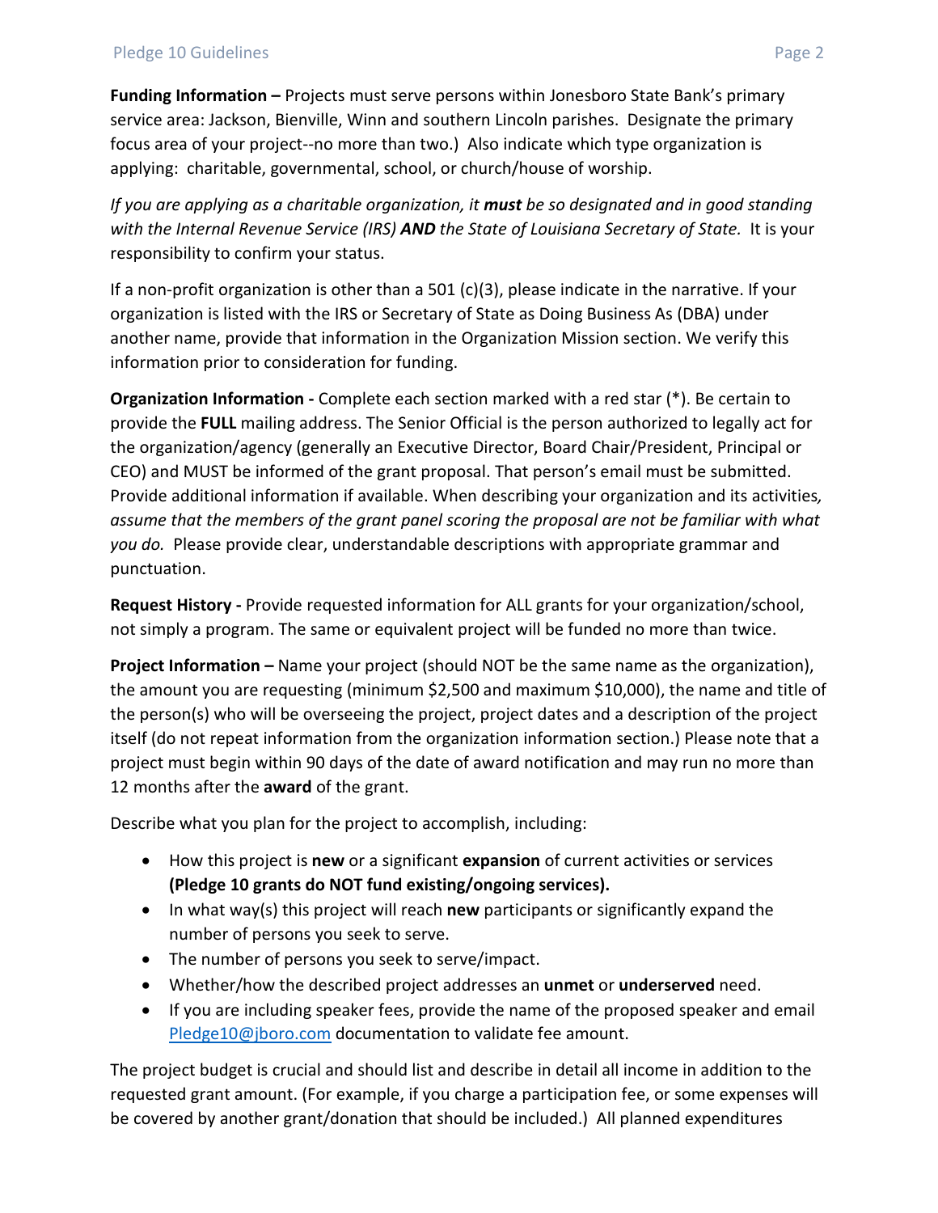**Funding Information –** Projects must serve persons within Jonesboro State Bank's primary service area: Jackson, Bienville, Winn and southern Lincoln parishes. Designate the primary focus area of your project--no more than two.) Also indicate which type organization is applying: charitable, governmental, school, or church/house of worship.

*If you are applying as a charitable organization, it* ***must*** *be so designated and in good standing with the Internal Revenue Service (IRS)* ***AND*** *the State of Louisiana Secretary of State.* It is your responsibility to confirm your status.

If a non-profit organization is other than a 501 (c)(3), please indicate in the narrative. If your organization is listed with the IRS or Secretary of State as Doing Business As (DBA) under another name, provide that information in the Organization Mission section. We verify this information prior to consideration for funding.

**Organization Information -** Complete each section marked with a red star (*). Be certain to provide the **FULL** mailing address. The Senior Official is the person authorized to legally act for the organization/agency (generally an Executive Director, Board Chair/President, Principal or CEO) and MUST be informed of the grant proposal. That person's email must be submitted. Provide additional information if available. When describing your organization and its activities*, assume that the members of the grant panel scoring the proposal are not be familiar with what you do.* Please provide clear, understandable descriptions with appropriate grammar and punctuation.

**Request History -** Provide requested information for ALL grants for your organization/school, not simply a program. The same or equivalent project will be funded no more than twice.

**Project Information –** Name your project (should NOT be the same name as the organization), the amount you are requesting (minimum $2,500 and maximum $10,000), the name and title of the person(s) who will be overseeing the project, project dates and a description of the project itself (do not repeat information from the organization information section.) Please note that a project must begin within 90 days of the date of award notification and may run no more than 12 months after the **award** of the grant.

Describe what you plan for the project to accomplish, including:

- How this project is **new** or a significant **expansion** of current activities or services **(Pledge 10 grants do NOT fund existing/ongoing services).**
- In what way(s) this project will reach **new** participants or significantly expand the number of persons you seek to serve.
- The number of persons you seek to serve/impact.
- Whether/how the described project addresses an **unmet** or **underserved** need.
- If you are including speaker fees, provide the name of the proposed speaker and email Pledge10@jboro.com documentation to validate fee amount.

The project budget is crucial and should list and describe in detail all income in addition to the requested grant amount. (For example, if you charge a participation fee, or some expenses will be covered by another grant/donation that should be included.) All planned expenditures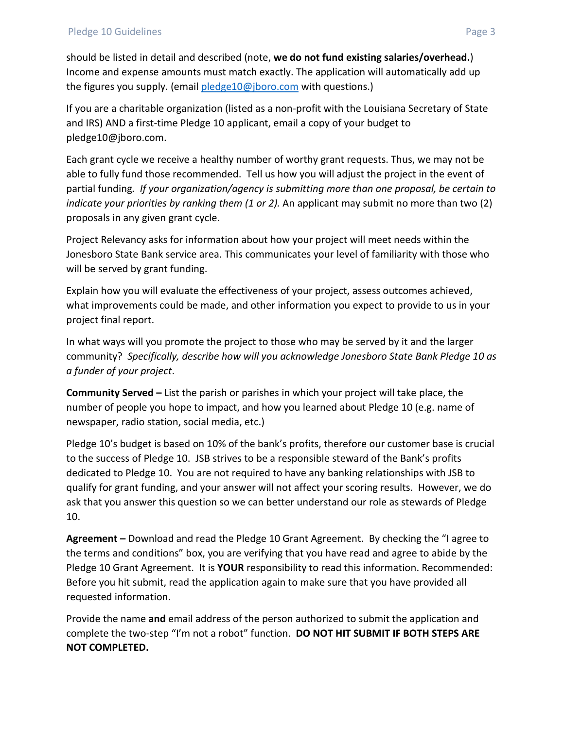should be listed in detail and described (note, **we do not fund existing salaries/overhead.**) Income and expense amounts must match exactly. The application will automatically add up the figures you supply. (email [pledge10@jboro.com](mailto:pledge10@jboro.com) with questions.)

If you are a charitable organization (listed as a non-profit with the Louisiana Secretary of State and IRS) AND a first-time Pledge 10 applicant, email a copy of your budget to pledge10@jboro.com.

Each grant cycle we receive a healthy number of worthy grant requests. Thus, we may not be able to fully fund those recommended. Tell us how you will adjust the project in the event of partial funding. *If your organization/agency is submitting more than one proposal, be certain to indicate your priorities by ranking them (1 or 2).* An applicant may submit no more than two (2) proposals in any given grant cycle.

Project Relevancy asks for information about how your project will meet needs within the Jonesboro State Bank service area. This communicates your level of familiarity with those who will be served by grant funding.

Explain how you will evaluate the effectiveness of your project, assess outcomes achieved, what improvements could be made, and other information you expect to provide to us in your project final report.

In what ways will you promote the project to those who may be served by it and the larger community? *Specifically, describe how will you acknowledge Jonesboro State Bank Pledge 10 as a funder of your project*.

**Community Served –** List the parish or parishes in which your project will take place, the number of people you hope to impact, and how you learned about Pledge 10 (e.g. name of newspaper, radio station, social media, etc.)

Pledge 10's budget is based on 10% of the bank's profits, therefore our customer base is crucial to the success of Pledge 10. JSB strives to be a responsible steward of the Bank's profits dedicated to Pledge 10. You are not required to have any banking relationships with JSB to qualify for grant funding, and your answer will not affect your scoring results. However, we do ask that you answer this question so we can better understand our role as stewards of Pledge 10.

**Agreement –** Download and read the Pledge 10 Grant Agreement. By checking the "I agree to the terms and conditions" box, you are verifying that you have read and agree to abide by the Pledge 10 Grant Agreement. It is **YOUR** responsibility to read this information. Recommended: Before you hit submit, read the application again to make sure that you have provided all requested information.

Provide the name **and** email address of the person authorized to submit the application and complete the two-step "I'm not a robot" function. **DO NOT HIT SUBMIT IF BOTH STEPS ARE NOT COMPLETED.**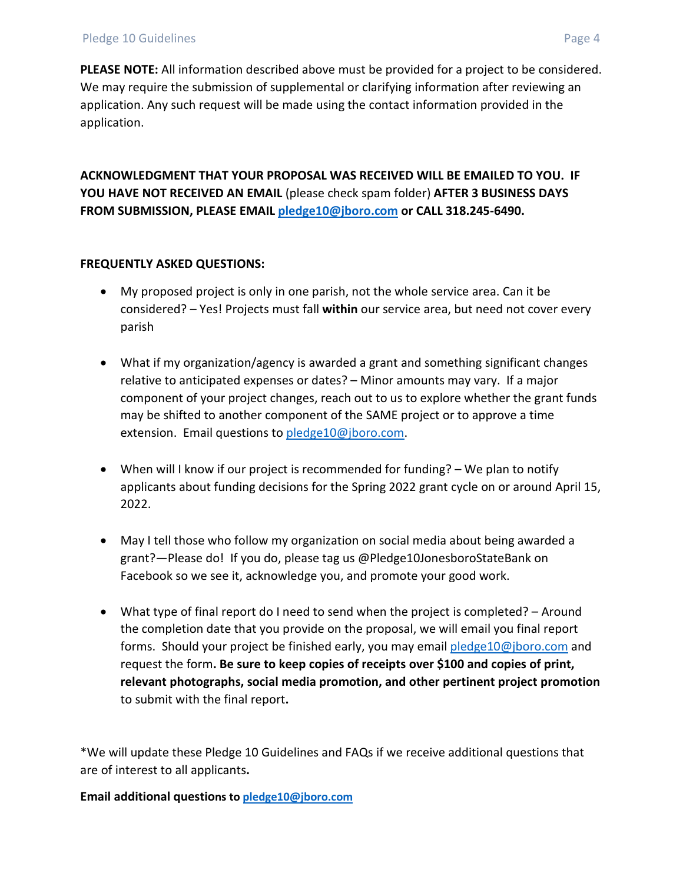**PLEASE NOTE:** All information described above must be provided for a project to be considered. We may require the submission of supplemental or clarifying information after reviewing an application. Any such request will be made using the contact information provided in the application.

**ACKNOWLEDGMENT THAT YOUR PROPOSAL WAS RECEIVED WILL BE EMAILED TO YOU. IF YOU HAVE NOT RECEIVED AN EMAIL** (please check spam folder) **AFTER 3 BUSINESS DAYS FROM SUBMISSION, PLEASE EMAIL pledge10@jboro.com or CALL 318.245-6490.**

**FREQUENTLY ASKED QUESTIONS:**

- My proposed project is only in one parish, not the whole service area. Can it be considered? – Yes! Projects must fall **within** our service area, but need not cover every parish

- What if my organization/agency is awarded a grant and something significant changes relative to anticipated expenses or dates? – Minor amounts may vary. If a major component of your project changes, reach out to us to explore whether the grant funds may be shifted to another component of the SAME project or to approve a time extension. Email questions to pledge10@jboro.com.

- When will I know if our project is recommended for funding? – We plan to notify applicants about funding decisions for the Spring 2022 grant cycle on or around April 15, 2022.

- May I tell those who follow my organization on social media about being awarded a grant?—Please do! If you do, please tag us @Pledge10JonesboroStateBank on Facebook so we see it, acknowledge you, and promote your good work.

- What type of final report do I need to send when the project is completed? – Around the completion date that you provide on the proposal, we will email you final report forms. Should your project be finished early, you may email pledge10@jboro.com and request the form**. Be sure to keep copies of receipts over $100 and copies of print, relevant photographs, social media promotion, and other pertinent project promotion** to submit with the final report**.**

*We will update these Pledge 10 Guidelines and FAQs if we receive additional questions that are of interest to all applicants**.**

**Email additional questions to pledge10@jboro.com**